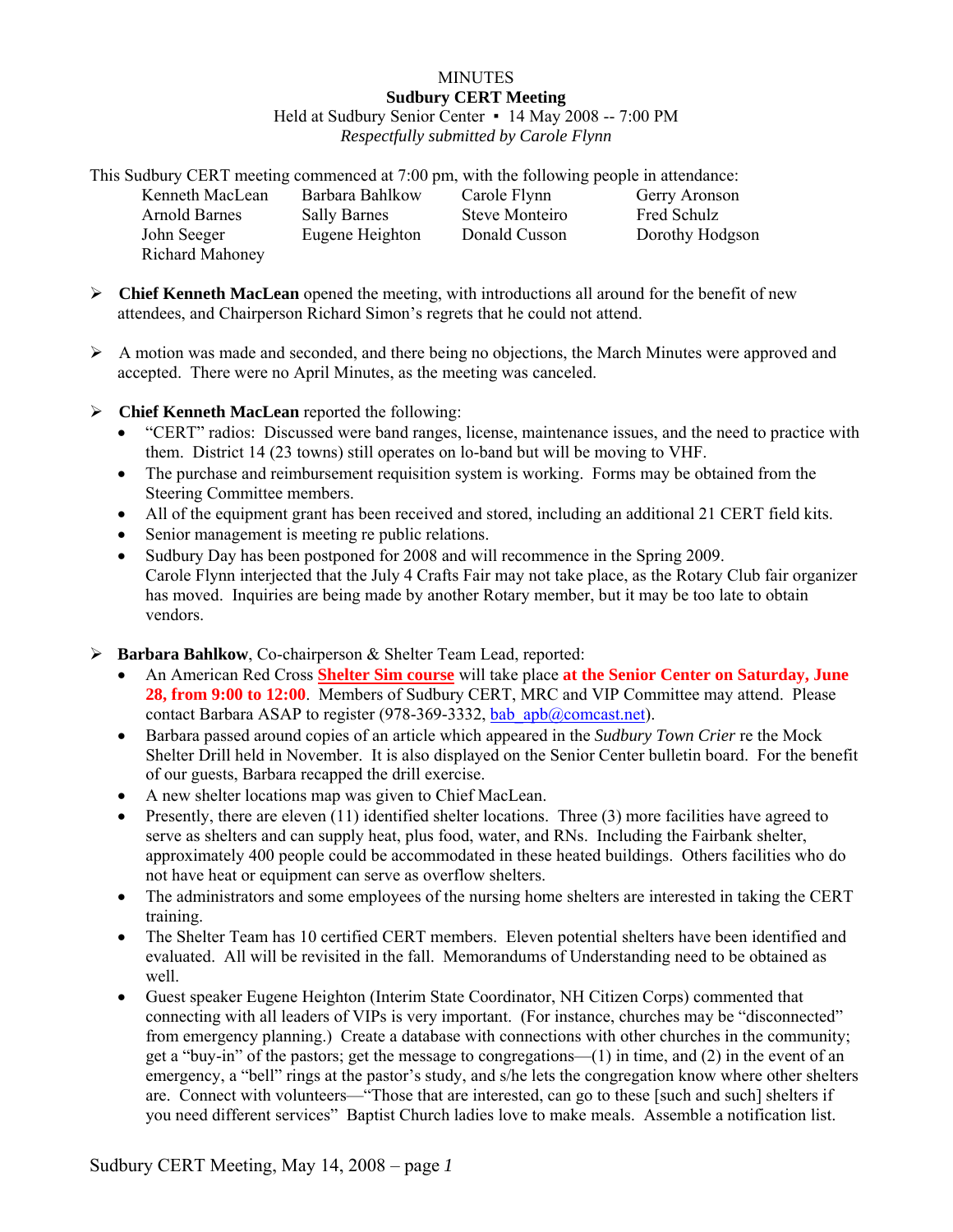MINUTES

**Sudbury CERT Meeting**

Held at Sudbury Senior Center ▪ 14 May 2008 -- 7:00 PM

*Respectfully submitted by Carole Flynn*

This Sudbury CERT meeting commenced at 7:00 pm, with the following people in attendance:

| | | | |
|---|---|---|---|
| Kenneth MacLean | Barbara Bahlkow | Carole Flynn | Gerry Aronson |
| Arnold Barnes | Sally Barnes | Steve Monteiro | Fred Schulz |
| John Seeger | Eugene Heighton | Donald Cusson | Dorothy Hodgson |
| Richard Mahoney | | | |

- **Chief Kenneth MacLean** opened the meeting, with introductions all around for the benefit of new attendees, and Chairperson Richard Simon's regrets that he could not attend.

- A motion was made and seconded, and there being no objections, the March Minutes were approved and accepted. There were no April Minutes, as the meeting was canceled.

- **Chief Kenneth MacLean** reported the following:
  - "CERT" radios: Discussed were band ranges, license, maintenance issues, and the need to practice with them. District 14 (23 towns) still operates on lo-band but will be moving to VHF.
  - The purchase and reimbursement requisition system is working. Forms may be obtained from the Steering Committee members.
  - All of the equipment grant has been received and stored, including an additional 21 CERT field kits.
  - Senior management is meeting re public relations.
  - Sudbury Day has been postponed for 2008 and will recommence in the Spring 2009.
    Carole Flynn interjected that the July 4 Crafts Fair may not take place, as the Rotary Club fair organizer has moved. Inquiries are being made by another Rotary member, but it may be too late to obtain vendors.

- **Barbara Bahlkow**, Co-chairperson & Shelter Team Lead, reported:
  - An American Red Cross **Shelter Sim course** will take place **at the Senior Center on Saturday, June 28, from 9:00 to 12:00**. Members of Sudbury CERT, MRC and VIP Committee may attend. Please contact Barbara ASAP to register (978-369-3332, bab_apb@comcast.net).
  - Barbara passed around copies of an article which appeared in the *Sudbury Town Crier* re the Mock Shelter Drill held in November. It is also displayed on the Senior Center bulletin board. For the benefit of our guests, Barbara recapped the drill exercise.
  - A new shelter locations map was given to Chief MacLean.
  - Presently, there are eleven (11) identified shelter locations. Three (3) more facilities have agreed to serve as shelters and can supply heat, plus food, water, and RNs. Including the Fairbank shelter, approximately 400 people could be accommodated in these heated buildings. Others facilities who do not have heat or equipment can serve as overflow shelters.
  - The administrators and some employees of the nursing home shelters are interested in taking the CERT training.
  - The Shelter Team has 10 certified CERT members. Eleven potential shelters have been identified and evaluated. All will be revisited in the fall. Memorandums of Understanding need to be obtained as well.
  - Guest speaker Eugene Heighton (Interim State Coordinator, NH Citizen Corps) commented that connecting with all leaders of VIPs is very important. (For instance, churches may be "disconnected" from emergency planning.) Create a database with connections with other churches in the community; get a "buy-in" of the pastors; get the message to congregations—(1) in time, and (2) in the event of an emergency, a "bell" rings at the pastor's study, and s/he lets the congregation know where other shelters are. Connect with volunteers—"Those that are interested, can go to these [such and such] shelters if you need different services" Baptist Church ladies love to make meals. Assemble a notification list.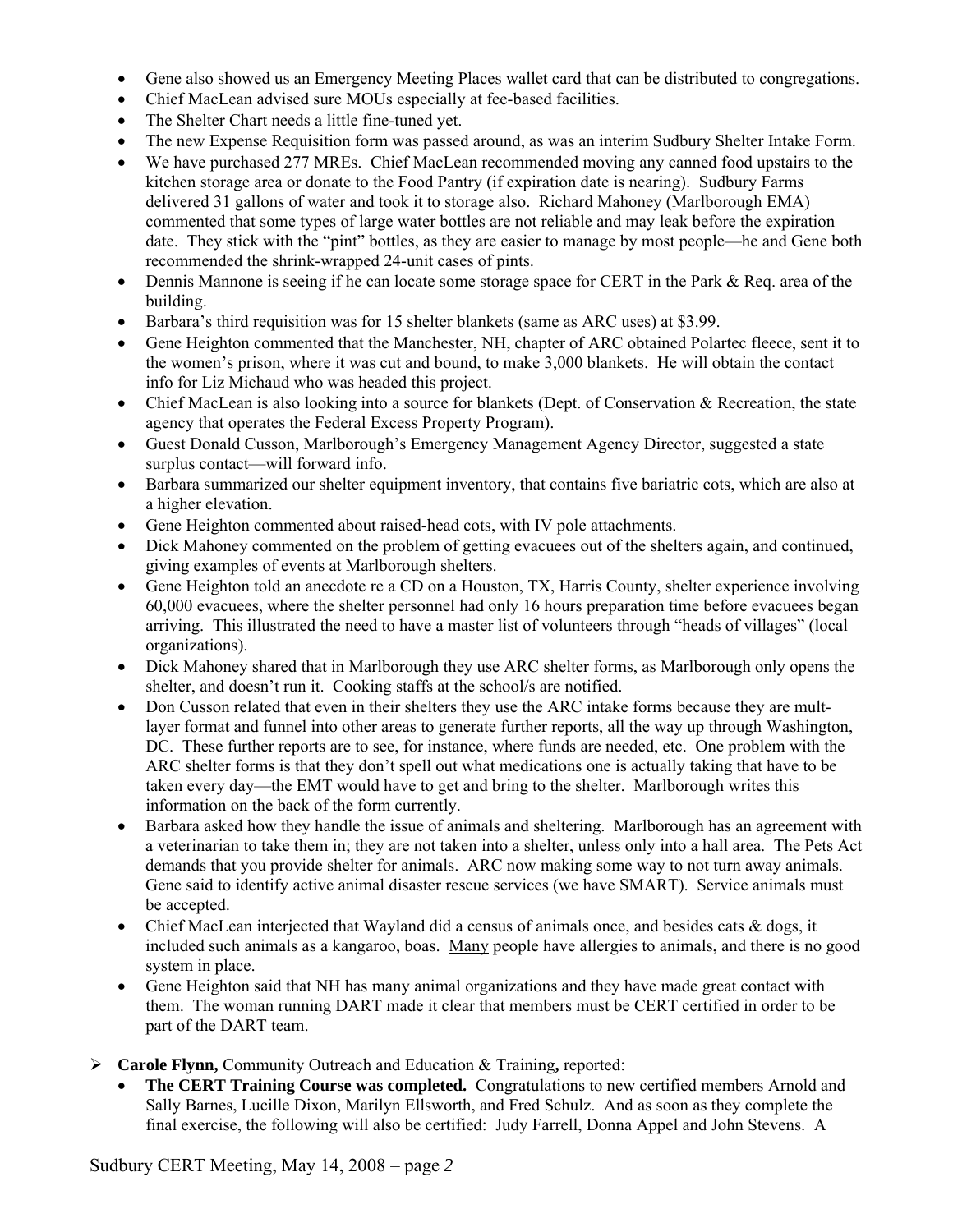- Gene also showed us an Emergency Meeting Places wallet card that can be distributed to congregations.
- Chief MacLean advised sure MOUs especially at fee-based facilities.
- The Shelter Chart needs a little fine-tuned yet.
- The new Expense Requisition form was passed around, as was an interim Sudbury Shelter Intake Form.
- We have purchased 277 MREs. Chief MacLean recommended moving any canned food upstairs to the kitchen storage area or donate to the Food Pantry (if expiration date is nearing). Sudbury Farms delivered 31 gallons of water and took it to storage also. Richard Mahoney (Marlborough EMA) commented that some types of large water bottles are not reliable and may leak before the expiration date. They stick with the "pint" bottles, as they are easier to manage by most people—he and Gene both recommended the shrink-wrapped 24-unit cases of pints.
- Dennis Mannone is seeing if he can locate some storage space for CERT in the Park & Req. area of the building.
- Barbara's third requisition was for 15 shelter blankets (same as ARC uses) at $3.99.
- Gene Heighton commented that the Manchester, NH, chapter of ARC obtained Polartec fleece, sent it to the women's prison, where it was cut and bound, to make 3,000 blankets. He will obtain the contact info for Liz Michaud who was headed this project.
- Chief MacLean is also looking into a source for blankets (Dept. of Conservation & Recreation, the state agency that operates the Federal Excess Property Program).
- Guest Donald Cusson, Marlborough's Emergency Management Agency Director, suggested a state surplus contact—will forward info.
- Barbara summarized our shelter equipment inventory, that contains five bariatric cots, which are also at a higher elevation.
- Gene Heighton commented about raised-head cots, with IV pole attachments.
- Dick Mahoney commented on the problem of getting evacuees out of the shelters again, and continued, giving examples of events at Marlborough shelters.
- Gene Heighton told an anecdote re a CD on a Houston, TX, Harris County, shelter experience involving 60,000 evacuees, where the shelter personnel had only 16 hours preparation time before evacuees began arriving. This illustrated the need to have a master list of volunteers through "heads of villages" (local organizations).
- Dick Mahoney shared that in Marlborough they use ARC shelter forms, as Marlborough only opens the shelter, and doesn't run it. Cooking staffs at the school/s are notified.
- Don Cusson related that even in their shelters they use the ARC intake forms because they are mult-layer format and funnel into other areas to generate further reports, all the way up through Washington, DC. These further reports are to see, for instance, where funds are needed, etc. One problem with the ARC shelter forms is that they don't spell out what medications one is actually taking that have to be taken every day—the EMT would have to get and bring to the shelter. Marlborough writes this information on the back of the form currently.
- Barbara asked how they handle the issue of animals and sheltering. Marlborough has an agreement with a veterinarian to take them in; they are not taken into a shelter, unless only into a hall area. The Pets Act demands that you provide shelter for animals. ARC now making some way to not turn away animals. Gene said to identify active animal disaster rescue services (we have SMART). Service animals must be accepted.
- Chief MacLean interjected that Wayland did a census of animals once, and besides cats & dogs, it included such animals as a kangaroo, boas. Many people have allergies to animals, and there is no good system in place.
- Gene Heighton said that NH has many animal organizations and they have made great contact with them. The woman running DART made it clear that members must be CERT certified in order to be part of the DART team.

- **Carole Flynn,** Community Outreach and Education & Training**,** reported:
  - **The CERT Training Course was completed.** Congratulations to new certified members Arnold and Sally Barnes, Lucille Dixon, Marilyn Ellsworth, and Fred Schulz. And as soon as they complete the final exercise, the following will also be certified: Judy Farrell, Donna Appel and John Stevens. A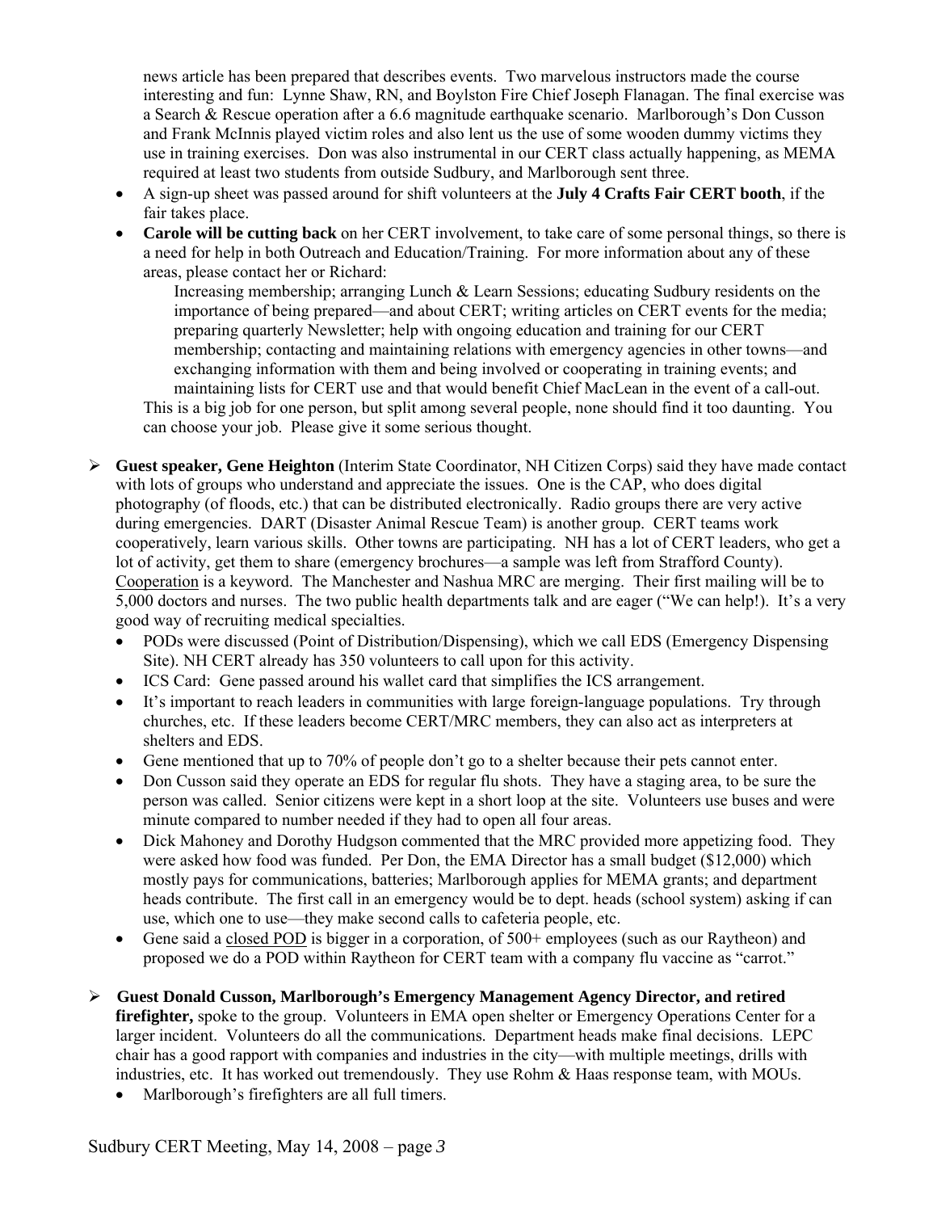news article has been prepared that describes events. Two marvelous instructors made the course interesting and fun: Lynne Shaw, RN, and Boylston Fire Chief Joseph Flanagan. The final exercise was a Search & Rescue operation after a 6.6 magnitude earthquake scenario. Marlborough's Don Cusson and Frank McInnis played victim roles and also lent us the use of some wooden dummy victims they use in training exercises. Don was also instrumental in our CERT class actually happening, as MEMA required at least two students from outside Sudbury, and Marlborough sent three.

- A sign-up sheet was passed around for shift volunteers at the **July 4 Crafts Fair CERT booth**, if the fair takes place.
- **Carole will be cutting back** on her CERT involvement, to take care of some personal things, so there is a need for help in both Outreach and Education/Training. For more information about any of these areas, please contact her or Richard:

  Increasing membership; arranging Lunch & Learn Sessions; educating Sudbury residents on the importance of being prepared—and about CERT; writing articles on CERT events for the media; preparing quarterly Newsletter; help with ongoing education and training for our CERT membership; contacting and maintaining relations with emergency agencies in other towns—and exchanging information with them and being involved or cooperating in training events; and maintaining lists for CERT use and that would benefit Chief MacLean in the event of a call-out.

  This is a big job for one person, but split among several people, none should find it too daunting. You can choose your job. Please give it some serious thought.

➢ **Guest speaker, Gene Heighton** (Interim State Coordinator, NH Citizen Corps) said they have made contact with lots of groups who understand and appreciate the issues. One is the CAP, who does digital photography (of floods, etc.) that can be distributed electronically. Radio groups there are very active during emergencies. DART (Disaster Animal Rescue Team) is another group. CERT teams work cooperatively, learn various skills. Other towns are participating. NH has a lot of CERT leaders, who get a lot of activity, get them to share (emergency brochures—a sample was left from Strafford County). Cooperation is a keyword. The Manchester and Nashua MRC are merging. Their first mailing will be to 5,000 doctors and nurses. The two public health departments talk and are eager ("We can help!). It's a very good way of recruiting medical specialties.

- PODs were discussed (Point of Distribution/Dispensing), which we call EDS (Emergency Dispensing Site). NH CERT already has 350 volunteers to call upon for this activity.
- ICS Card: Gene passed around his wallet card that simplifies the ICS arrangement.
- It's important to reach leaders in communities with large foreign-language populations. Try through churches, etc. If these leaders become CERT/MRC members, they can also act as interpreters at shelters and EDS.
- Gene mentioned that up to 70% of people don't go to a shelter because their pets cannot enter.
- Don Cusson said they operate an EDS for regular flu shots. They have a staging area, to be sure the person was called. Senior citizens were kept in a short loop at the site. Volunteers use buses and were minute compared to number needed if they had to open all four areas.
- Dick Mahoney and Dorothy Hudgson commented that the MRC provided more appetizing food. They were asked how food was funded. Per Don, the EMA Director has a small budget ($12,000) which mostly pays for communications, batteries; Marlborough applies for MEMA grants; and department heads contribute. The first call in an emergency would be to dept. heads (school system) asking if can use, which one to use—they make second calls to cafeteria people, etc.
- Gene said a closed POD is bigger in a corporation, of 500+ employees (such as our Raytheon) and proposed we do a POD within Raytheon for CERT team with a company flu vaccine as "carrot."

➢ **Guest Donald Cusson, Marlborough's Emergency Management Agency Director, and retired firefighter,** spoke to the group. Volunteers in EMA open shelter or Emergency Operations Center for a larger incident. Volunteers do all the communications. Department heads make final decisions. LEPC chair has a good rapport with companies and industries in the city—with multiple meetings, drills with industries, etc. It has worked out tremendously. They use Rohm & Haas response team, with MOUs.

- Marlborough's firefighters are all full timers.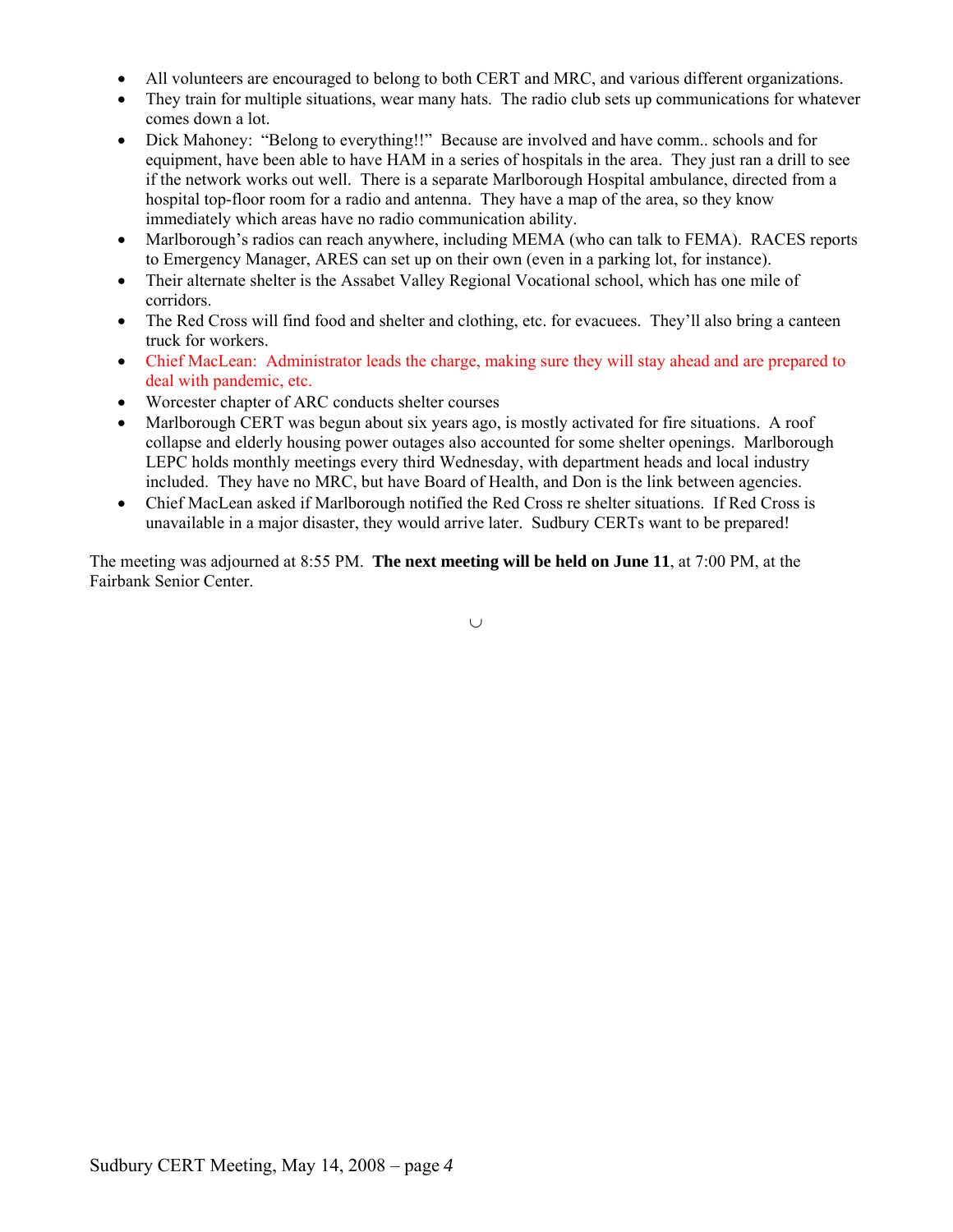- All volunteers are encouraged to belong to both CERT and MRC, and various different organizations.
- They train for multiple situations, wear many hats. The radio club sets up communications for whatever comes down a lot.
- Dick Mahoney: "Belong to everything!!" Because are involved and have comm.. schools and for equipment, have been able to have HAM in a series of hospitals in the area. They just ran a drill to see if the network works out well. There is a separate Marlborough Hospital ambulance, directed from a hospital top-floor room for a radio and antenna. They have a map of the area, so they know immediately which areas have no radio communication ability.
- Marlborough's radios can reach anywhere, including MEMA (who can talk to FEMA). RACES reports to Emergency Manager, ARES can set up on their own (even in a parking lot, for instance).
- Their alternate shelter is the Assabet Valley Regional Vocational school, which has one mile of corridors.
- The Red Cross will find food and shelter and clothing, etc. for evacuees. They'll also bring a canteen truck for workers.
- Chief MacLean: Administrator leads the charge, making sure they will stay ahead and are prepared to deal with pandemic, etc.
- Worcester chapter of ARC conducts shelter courses
- Marlborough CERT was begun about six years ago, is mostly activated for fire situations. A roof collapse and elderly housing power outages also accounted for some shelter openings. Marlborough LEPC holds monthly meetings every third Wednesday, with department heads and local industry included. They have no MRC, but have Board of Health, and Don is the link between agencies.
- Chief MacLean asked if Marlborough notified the Red Cross re shelter situations. If Red Cross is unavailable in a major disaster, they would arrive later. Sudbury CERTs want to be prepared!

The meeting was adjourned at 8:55 PM. **The next meeting will be held on June 11**, at 7:00 PM, at the Fairbank Senior Center.

◡